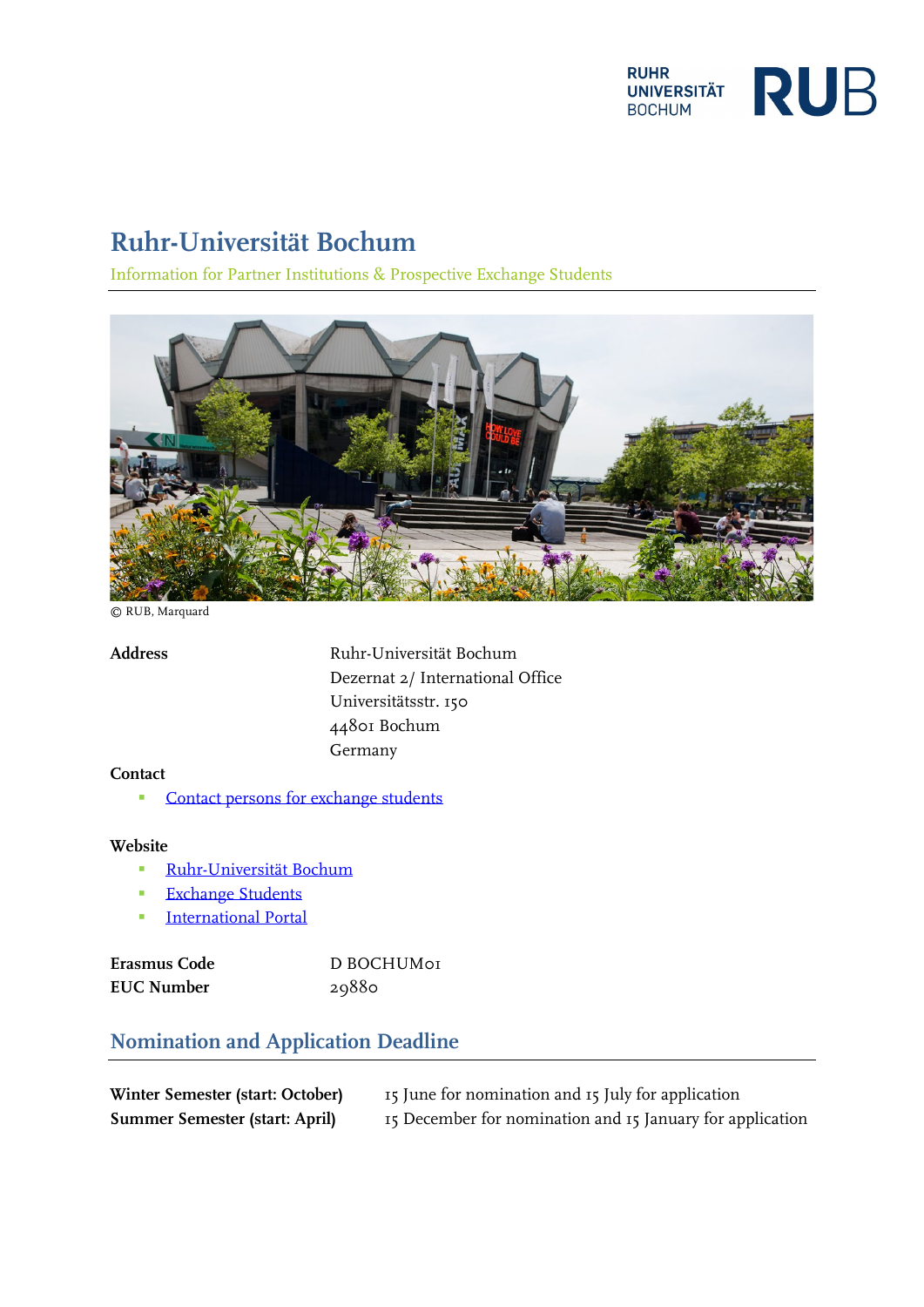# Ruhr-Universität Bochum

Information for Partner Institutions & Prospective Exchange Students

© RUB, Marquard

**Address**

Ruhr-Universität Bochum
Dezernat 2/ International Office
Universitätsstr. 150
44801 Bochum
Germany

**Contact**

- Contact persons for exchange students

**Website**

- Ruhr-Universität Bochum
- Exchange Students
- International Portal

**Erasmus Code** D BOCHUM01
**EUC Number** 29880

## Nomination and Application Deadline

| | |
|---|---|
| **Winter Semester (start: October)** | 15 June for nomination and 15 July for application |
| **Summer Semester (start: April)** | 15 December for nomination and 15 January for application |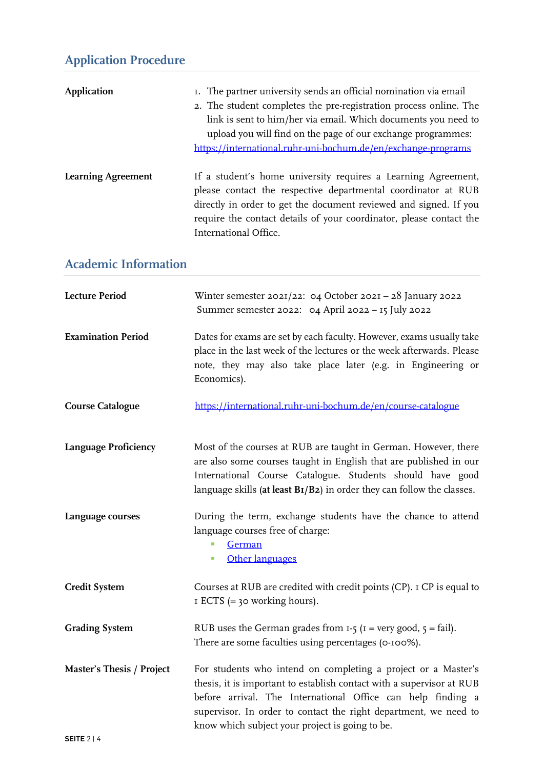## Application Procedure

**Application**

1. The partner university sends an official nomination via email
2. The student completes the pre-registration process online. The link is sent to him/her via email. Which documents you need to upload you will find on the page of our exchange programmes: https://international.ruhr-uni-bochum.de/en/exchange-programs

**Learning Agreement**

If a student's home university requires a Learning Agreement, please contact the respective departmental coordinator at RUB directly in order to get the document reviewed and signed. If you require the contact details of your coordinator, please contact the International Office.

## Academic Information

**Lecture Period**

Winter semester 2021/22: 04 October 2021 – 28 January 2022
Summer semester 2022: 04 April 2022 – 15 July 2022

**Examination Period**

Dates for exams are set by each faculty. However, exams usually take place in the last week of the lectures or the week afterwards. Please note, they may also take place later (e.g. in Engineering or Economics).

**Course Catalogue**

https://international.ruhr-uni-bochum.de/en/course-catalogue

**Language Proficiency**

Most of the courses at RUB are taught in German. However, there are also some courses taught in English that are published in our International Course Catalogue. Students should have good language skills (**at least B1/B2**) in order they can follow the classes.

**Language courses**

During the term, exchange students have the chance to attend language courses free of charge:

- German
- Other languages

**Credit System**

Courses at RUB are credited with credit points (CP). 1 CP is equal to 1 ECTS (= 30 working hours).

**Grading System**

RUB uses the German grades from 1-5 (1 = very good, 5 = fail).
There are some faculties using percentages (0-100%).

**Master's Thesis / Project**

For students who intend on completing a project or a Master's thesis, it is important to establish contact with a supervisor at RUB before arrival. The International Office can help finding a supervisor. In order to contact the right department, we need to know which subject your project is going to be.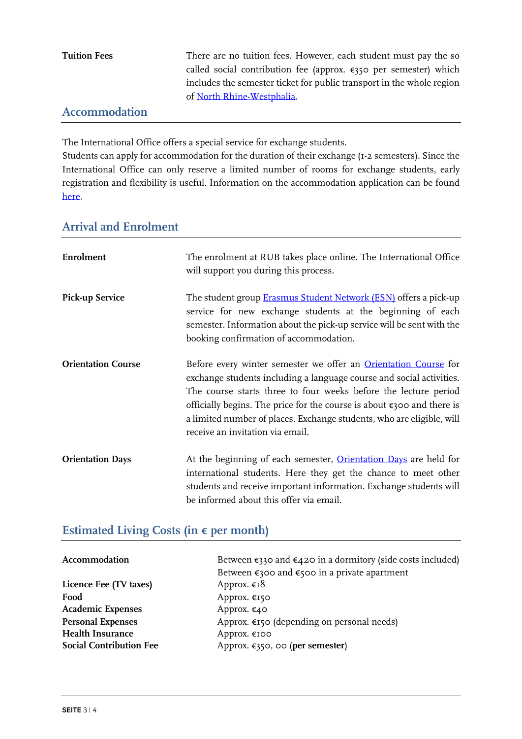| | |
|---|---|
| **Tuition Fees** | There are no tuition fees. However, each student must pay the so called social contribution fee (approx. €350 per semester) which includes the semester ticket for public transport in the whole region of North Rhine-Westphalia. |

## Accommodation

The International Office offers a special service for exchange students.
Students can apply for accommodation for the duration of their exchange (1-2 semesters). Since the International Office can only reserve a limited number of rooms for exchange students, early registration and flexibility is useful. Information on the accommodation application can be found here.

## Arrival and Enrolment

| | |
|---|---|
| **Enrolment** | The enrolment at RUB takes place online. The International Office will support you during this process. |
| **Pick-up Service** | The student group Erasmus Student Network (ESN) offers a pick-up service for new exchange students at the beginning of each semester. Information about the pick-up service will be sent with the booking confirmation of accommodation. |
| **Orientation Course** | Before every winter semester we offer an Orientation Course for exchange students including a language course and social activities. The course starts three to four weeks before the lecture period officially begins. The price for the course is about €300 and there is a limited number of places. Exchange students, who are eligible, will receive an invitation via email. |
| **Orientation Days** | At the beginning of each semester, Orientation Days are held for international students. Here they get the chance to meet other students and receive important information. Exchange students will be informed about this offer via email. |

## Estimated Living Costs (in € per month)

| | |
|---|---|
| **Accommodation** | Between €330 and €420 in a dormitory (side costs included)<br>Between €300 and €500 in a private apartment |
| **Licence Fee (TV taxes)** | Approx. €18 |
| **Food** | Approx. €150 |
| **Academic Expenses** | Approx. €40 |
| **Personal Expenses** | Approx. €150 (depending on personal needs) |
| **Health Insurance** | Approx. €100 |
| **Social Contribution Fee** | Approx. €350, 00 (**per semester**) |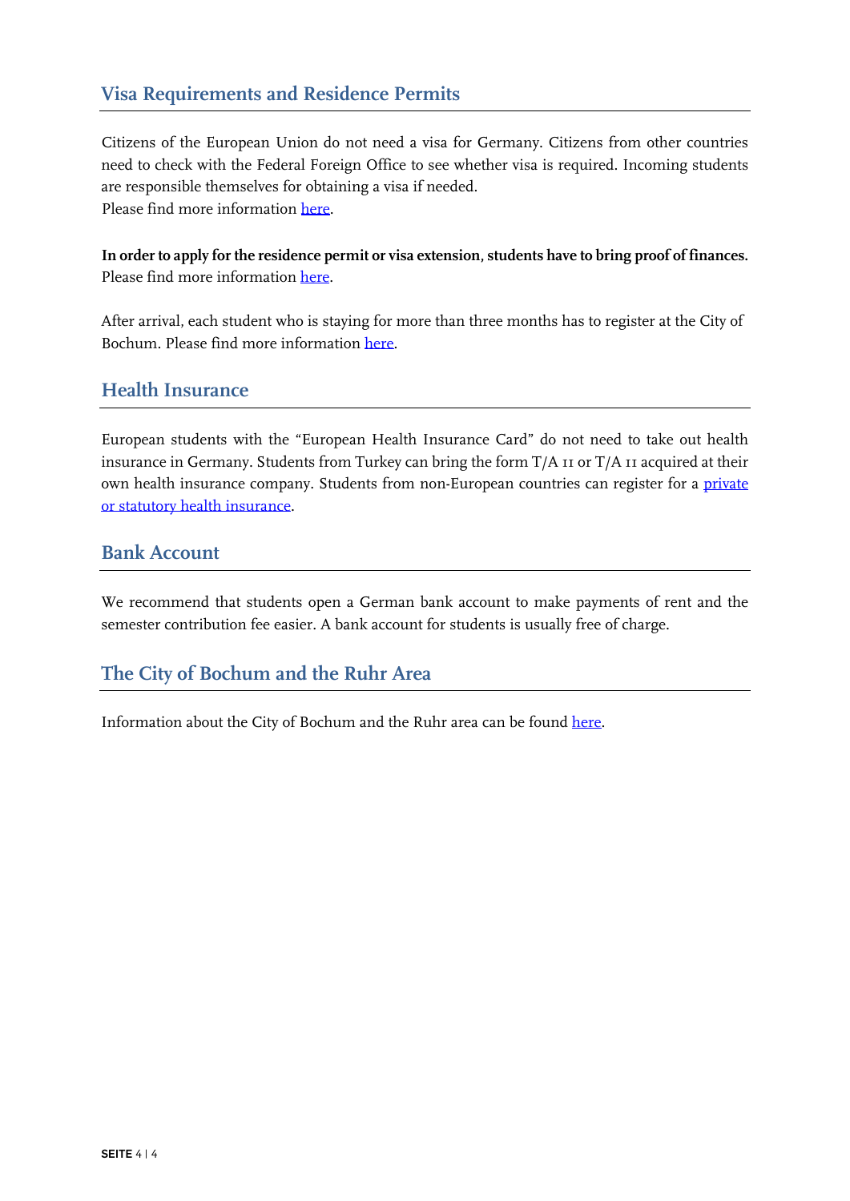## Visa Requirements and Residence Permits

Citizens of the European Union do not need a visa for Germany. Citizens from other countries need to check with the Federal Foreign Office to see whether visa is required. Incoming students are responsible themselves for obtaining a visa if needed.
Please find more information here.

**In order to apply for the residence permit or visa extension, students have to bring proof of finances.** Please find more information here.

After arrival, each student who is staying for more than three months has to register at the City of Bochum. Please find more information here.

## Health Insurance

European students with the "European Health Insurance Card" do not need to take out health insurance in Germany. Students from Turkey can bring the form T/A 11 or T/A 11 acquired at their own health insurance company. Students from non-European countries can register for a private or statutory health insurance.

## Bank Account

We recommend that students open a German bank account to make payments of rent and the semester contribution fee easier. A bank account for students is usually free of charge.

## The City of Bochum and the Ruhr Area

Information about the City of Bochum and the Ruhr area can be found here.